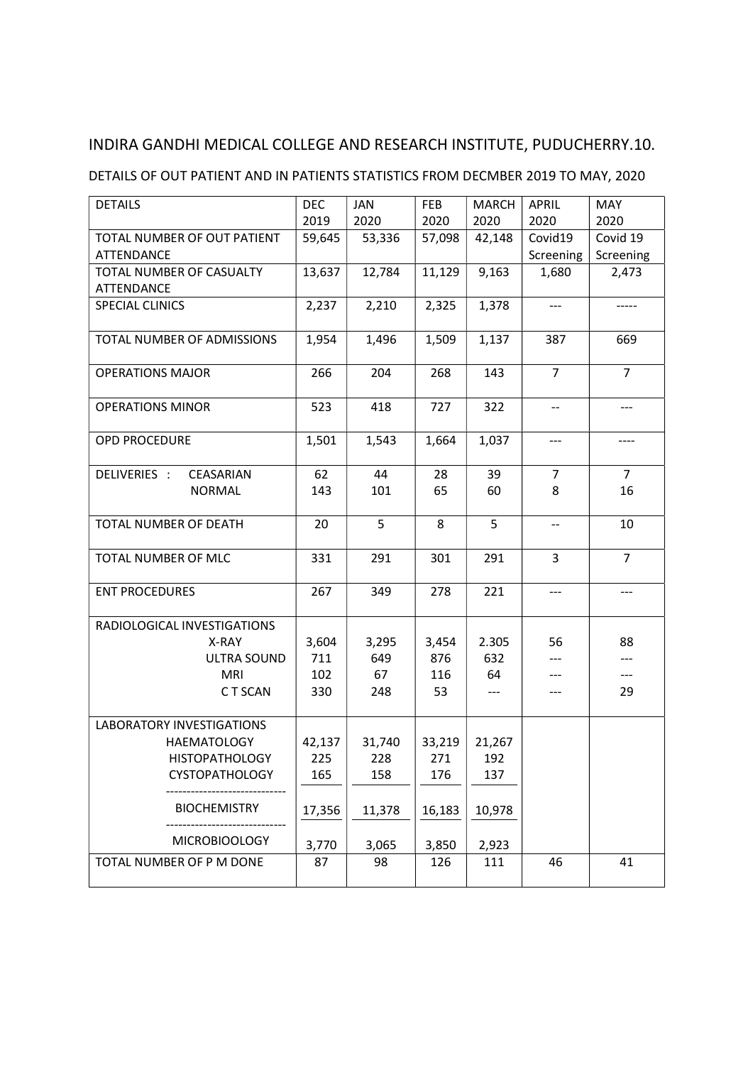# INDIRA GANDHI MEDICAL COLLEGE AND RESEARCH INSTITUTE, PUDUCHERRY.10.

DETAILS OF OUT PATIENT AND IN PATIENTS STATISTICS FROM DECMBER 2019 TO MAY, 2020

| DETAILS | DEC 2019 | JAN 2020 | FEB 2020 | MARCH 2020 | APRIL 2020 | MAY 2020 |
|---|---|---|---|---|---|---|
| TOTAL NUMBER OF OUT PATIENT ATTENDANCE | 59,645 | 53,336 | 57,098 | 42,148 | Covid19 Screening | Covid 19 Screening |
| TOTAL NUMBER OF CASUALTY ATTENDANCE | 13,637 | 12,784 | 11,129 | 9,163 | 1,680 | 2,473 |
| SPECIAL CLINICS | 2,237 | 2,210 | 2,325 | 1,378 | --- | ----- |
| TOTAL NUMBER OF ADMISSIONS | 1,954 | 1,496 | 1,509 | 1,137 | 387 | 669 |
| OPERATIONS MAJOR | 266 | 204 | 268 | 143 | 7 | 7 |
| OPERATIONS MINOR | 523 | 418 | 727 | 322 | -- | --- |
| OPD PROCEDURE | 1,501 | 1,543 | 1,664 | 1,037 | --- | ---- |
| DELIVERIES : CEASARIAN | 62 | 44 | 28 | 39 | 7 | 7 |
| NORMAL | 143 | 101 | 65 | 60 | 8 | 16 |
| TOTAL NUMBER OF DEATH | 20 | 5 | 8 | 5 | -- | 10 |
| TOTAL NUMBER OF MLC | 331 | 291 | 301 | 291 | 3 | 7 |
| ENT PROCEDURES | 267 | 349 | 278 | 221 | --- | --- |
| RADIOLOGICAL INVESTIGATIONS | | | | | | |
| X-RAY | 3,604 | 3,295 | 3,454 | 2.305 | 56 | 88 |
| ULTRA SOUND | 711 | 649 | 876 | 632 | --- | --- |
| MRI | 102 | 67 | 116 | 64 | --- | --- |
| C T SCAN | 330 | 248 | 53 | --- | --- | 29 |
| LABORATORY INVESTIGATIONS | | | | | | |
| HAEMATOLOGY | 42,137 | 31,740 | 33,219 | 21,267 | | |
| HISTOPATHOLOGY | 225 | 228 | 271 | 192 | | |
| CYSTOPATHOLOGY | 165 | 158 | 176 | 137 | | |
| BIOCHEMISTRY | 17,356 | 11,378 | 16,183 | 10,978 | | |
| MICROBIOOLOGY | 3,770 | 3,065 | 3,850 | 2,923 | | |
| TOTAL NUMBER OF P M DONE | 87 | 98 | 126 | 111 | 46 | 41 |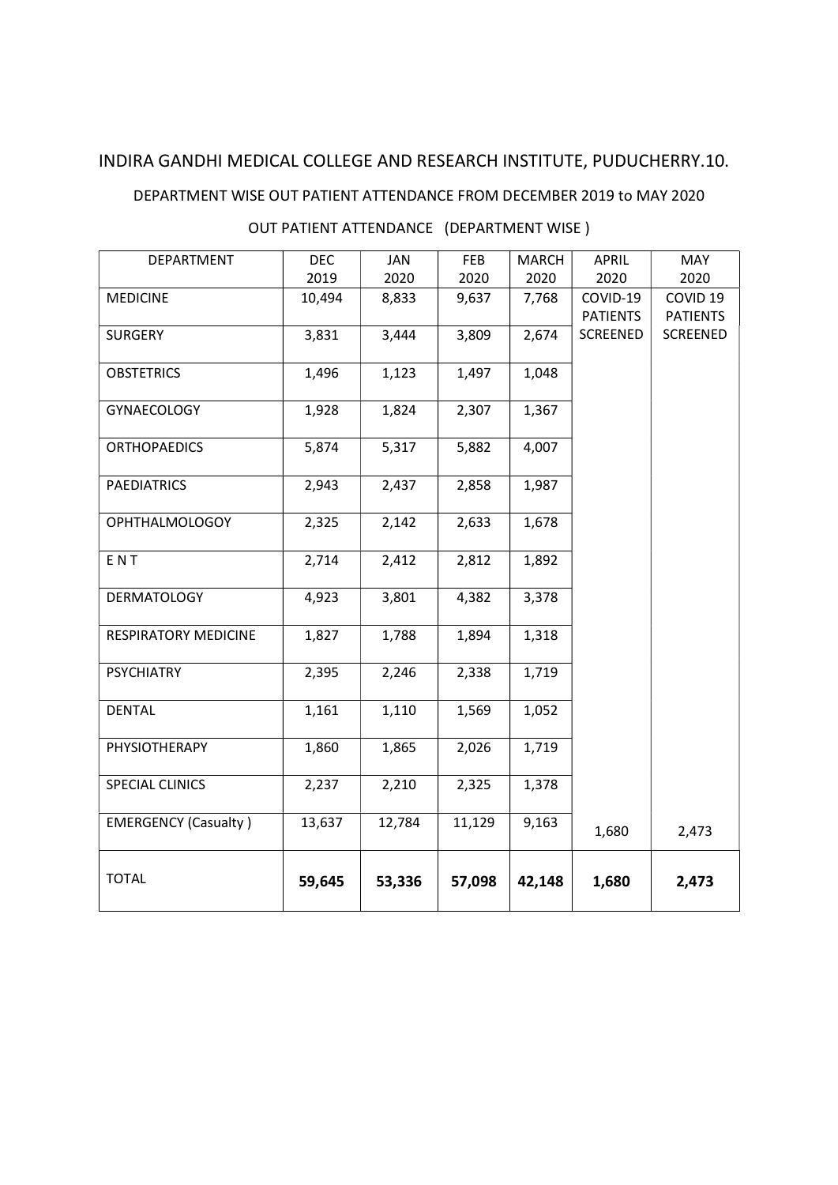# INDIRA GANDHI MEDICAL COLLEGE AND RESEARCH INSTITUTE, PUDUCHERRY.10.

## DEPARTMENT WISE OUT PATIENT ATTENDANCE FROM DECEMBER 2019 to MAY 2020

### OUT PATIENT ATTENDANCE (DEPARTMENT WISE )

| DEPARTMENT | DEC 2019 | JAN 2020 | FEB 2020 | MARCH 2020 | APRIL 2020 | MAY 2020 |
|---|---|---|---|---|---|---|
| MEDICINE | 10,494 | 8,833 | 9,637 | 7,768 | COVID-19 PATIENTS SCREENED | COVID 19 PATIENTS SCREENED |
| SURGERY | 3,831 | 3,444 | 3,809 | 2,674 | | |
| OBSTETRICS | 1,496 | 1,123 | 1,497 | 1,048 | | |
| GYNAECOLOGY | 1,928 | 1,824 | 2,307 | 1,367 | | |
| ORTHOPAEDICS | 5,874 | 5,317 | 5,882 | 4,007 | | |
| PAEDIATRICS | 2,943 | 2,437 | 2,858 | 1,987 | | |
| OPHTHALMOLOGOY | 2,325 | 2,142 | 2,633 | 1,678 | | |
| E N T | 2,714 | 2,412 | 2,812 | 1,892 | | |
| DERMATOLOGY | 4,923 | 3,801 | 4,382 | 3,378 | | |
| RESPIRATORY MEDICINE | 1,827 | 1,788 | 1,894 | 1,318 | | |
| PSYCHIATRY | 2,395 | 2,246 | 2,338 | 1,719 | | |
| DENTAL | 1,161 | 1,110 | 1,569 | 1,052 | | |
| PHYSIOTHERAPY | 1,860 | 1,865 | 2,026 | 1,719 | | |
| SPECIAL CLINICS | 2,237 | 2,210 | 2,325 | 1,378 | | |
| EMERGENCY (Casualty ) | 13,637 | 12,784 | 11,129 | 9,163 | 1,680 | 2,473 |
| TOTAL | **59,645** | **53,336** | **57,098** | **42,148** | **1,680** | **2,473** |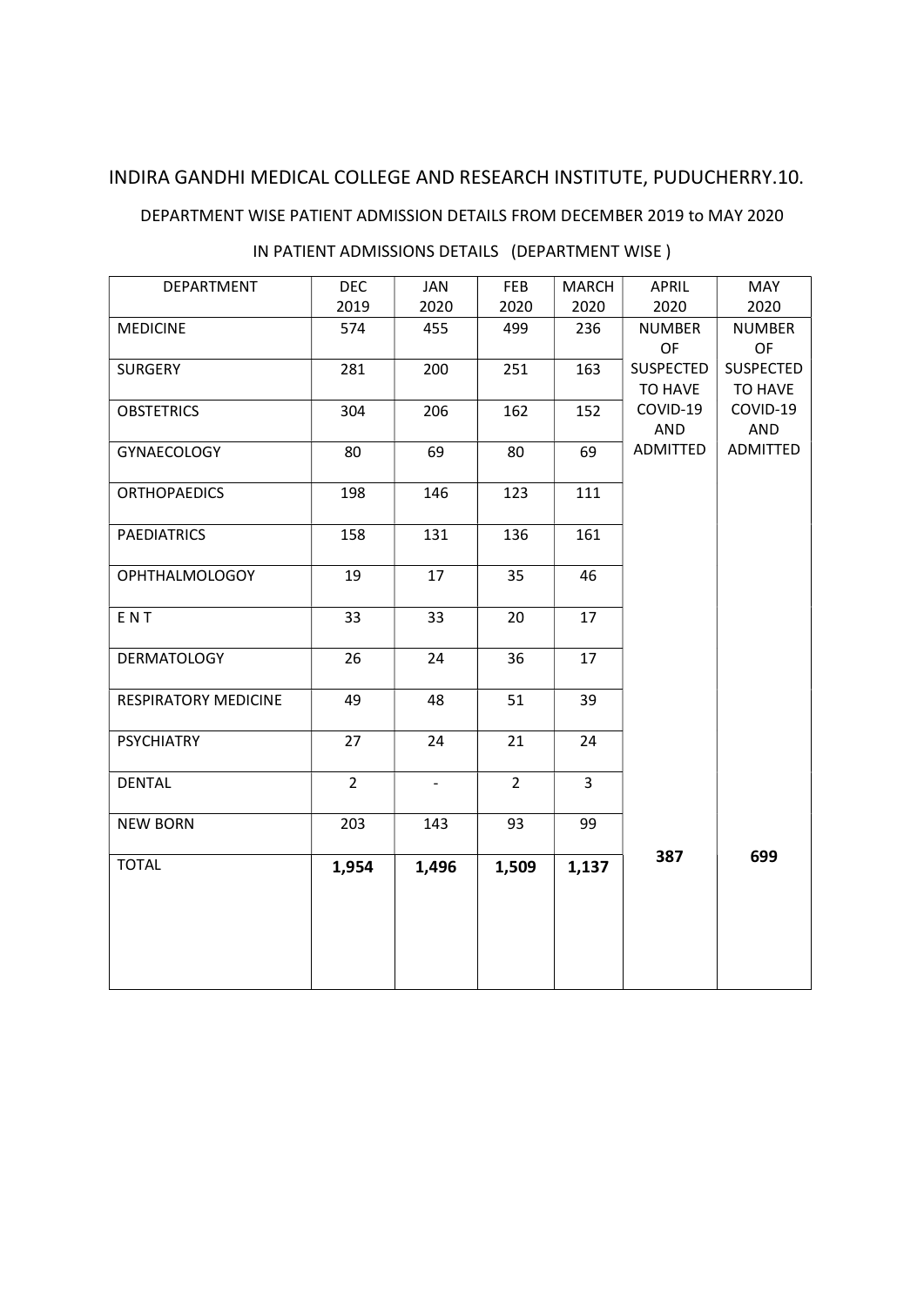INDIRA GANDHI MEDICAL COLLEGE AND RESEARCH INSTITUTE, PUDUCHERRY.10.

DEPARTMENT WISE PATIENT ADMISSION DETAILS FROM DECEMBER 2019 to MAY 2020

IN PATIENT ADMISSIONS DETAILS (DEPARTMENT WISE )

| DEPARTMENT | DEC 2019 | JAN 2020 | FEB 2020 | MARCH 2020 | APRIL 2020 | MAY 2020 |
|---|---|---|---|---|---|---|
| MEDICINE | 574 | 455 | 499 | 236 | NUMBER OF SUSPECTED TO HAVE COVID-19 AND ADMITTED | NUMBER OF SUSPECTED TO HAVE COVID-19 AND ADMITTED |
| SURGERY | 281 | 200 | 251 | 163 | | |
| OBSTETRICS | 304 | 206 | 162 | 152 | | |
| GYNAECOLOGY | 80 | 69 | 80 | 69 | | |
| ORTHOPAEDICS | 198 | 146 | 123 | 111 | | |
| PAEDIATRICS | 158 | 131 | 136 | 161 | | |
| OPHTHALMOLOGOY | 19 | 17 | 35 | 46 | | |
| E N T | 33 | 33 | 20 | 17 | | |
| DERMATOLOGY | 26 | 24 | 36 | 17 | | |
| RESPIRATORY MEDICINE | 49 | 48 | 51 | 39 | | |
| PSYCHIATRY | 27 | 24 | 21 | 24 | | |
| DENTAL | 2 | - | 2 | 3 | | |
| NEW BORN | 203 | 143 | 93 | 99 | | |
| TOTAL | **1,954** | **1,496** | **1,509** | **1,137** | **387** | **699** |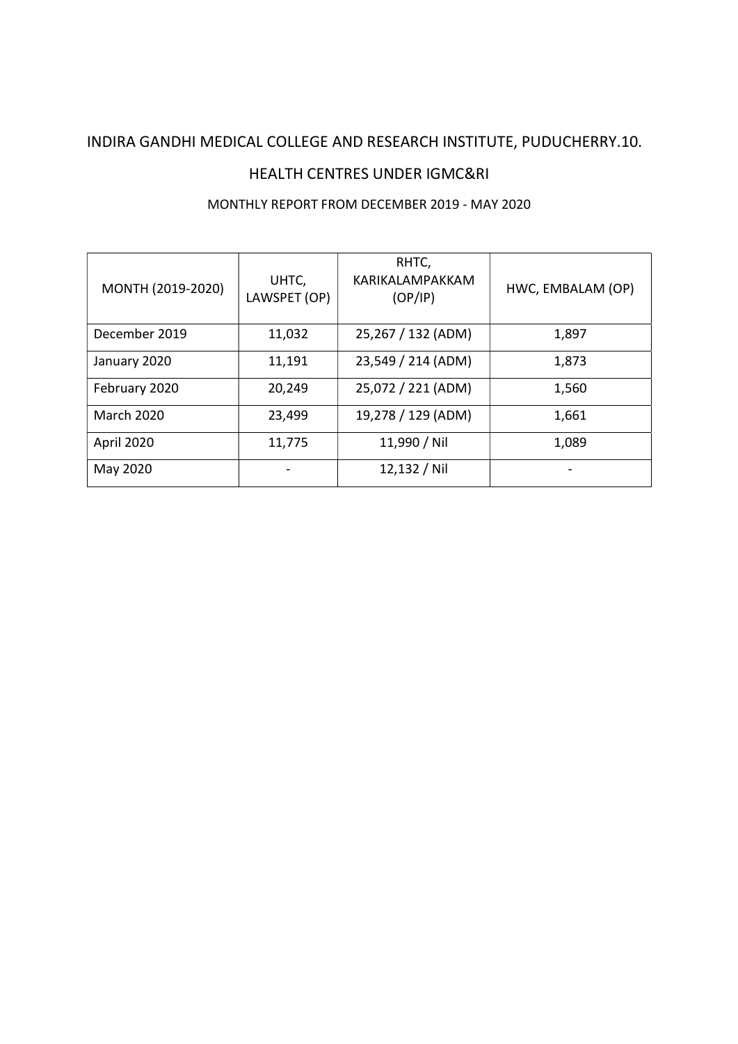# INDIRA GANDHI MEDICAL COLLEGE AND RESEARCH INSTITUTE, PUDUCHERRY.10.

## HEALTH CENTRES UNDER IGMC&RI

### MONTHLY REPORT FROM DECEMBER 2019 - MAY 2020

| MONTH (2019-2020) | UHTC, LAWSPET (OP) | RHTC, KARIKALAMPAKKAM (OP/IP) | HWC, EMBALAM (OP) |
|---|---|---|---|
| December 2019 | 11,032 | 25,267 / 132 (ADM) | 1,897 |
| January 2020 | 11,191 | 23,549 / 214 (ADM) | 1,873 |
| February 2020 | 20,249 | 25,072 / 221 (ADM) | 1,560 |
| March 2020 | 23,499 | 19,278 / 129 (ADM) | 1,661 |
| April 2020 | 11,775 | 11,990 / Nil | 1,089 |
| May 2020 | - | 12,132 / Nil | - |